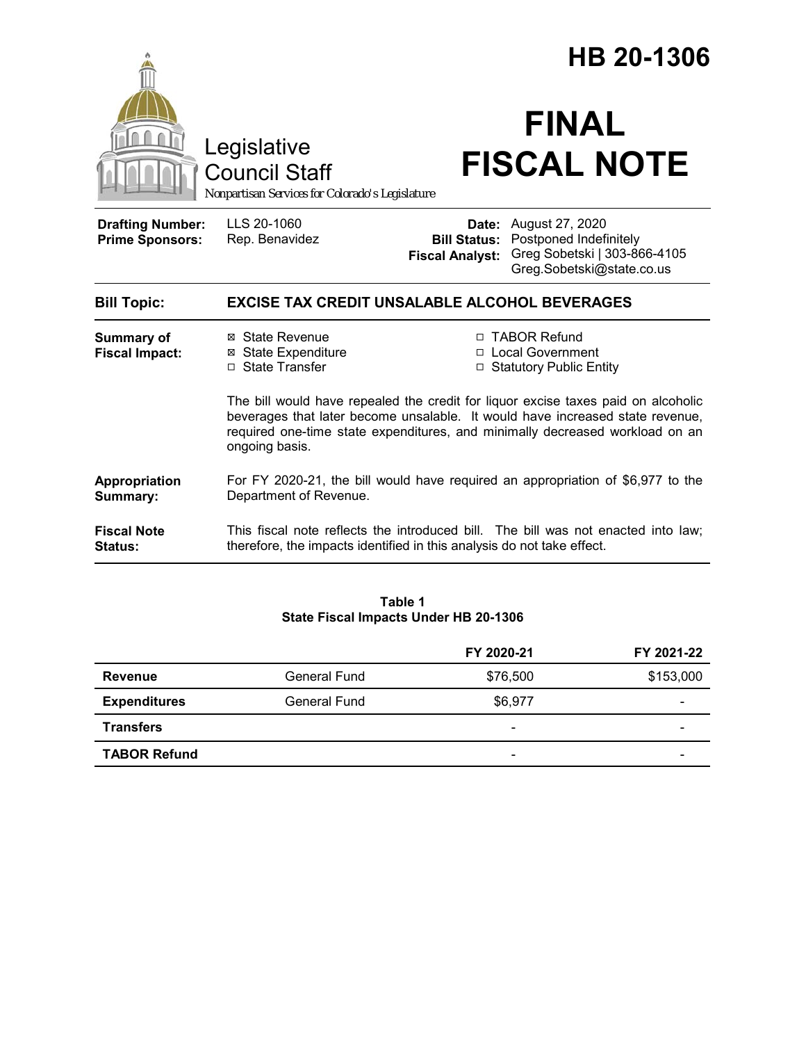# HB 20-1306

Legislative Council Staff

*Nonpartisan Services for Colorado's Legislature*

# FINAL FISCAL NOTE

| | | | |
|---|---|---|---|
| **Drafting Number:** | LLS 20-1060 | **Date:** | August 27, 2020 |
| **Prime Sponsors:** | Rep. Benavidez | **Bill Status:** | Postponed Indefinitely |
| | | **Fiscal Analyst:** | Greg Sobetski \| 303-866-4105 Greg.Sobetski@state.co.us |

**Bill Topic:** **EXCISE TAX CREDIT UNSALABLE ALCOHOL BEVERAGES**

**Summary of Fiscal Impact:**

- ☒ State Revenue
- ☒ State Expenditure
- ☐ State Transfer
- ☐ TABOR Refund
- ☐ Local Government
- ☐ Statutory Public Entity

The bill would have repealed the credit for liquor excise taxes paid on alcoholic beverages that later become unsalable. It would have increased state revenue, required one-time state expenditures, and minimally decreased workload on an ongoing basis.

**Appropriation Summary:** For FY 2020-21, the bill would have required an appropriation of $6,977 to the Department of Revenue.

**Fiscal Note Status:** This fiscal note reflects the introduced bill. The bill was not enacted into law; therefore, the impacts identified in this analysis do not take effect.

**Table 1**
**State Fiscal Impacts Under HB 20-1306**

| | | FY 2020-21 | FY 2021-22 |
|---|---|---|---|
| **Revenue** | General Fund | $76,500 | $153,000 |
| **Expenditures** | General Fund | $6,977 | - |
| **Transfers** | | - | - |
| **TABOR Refund** | | - | - |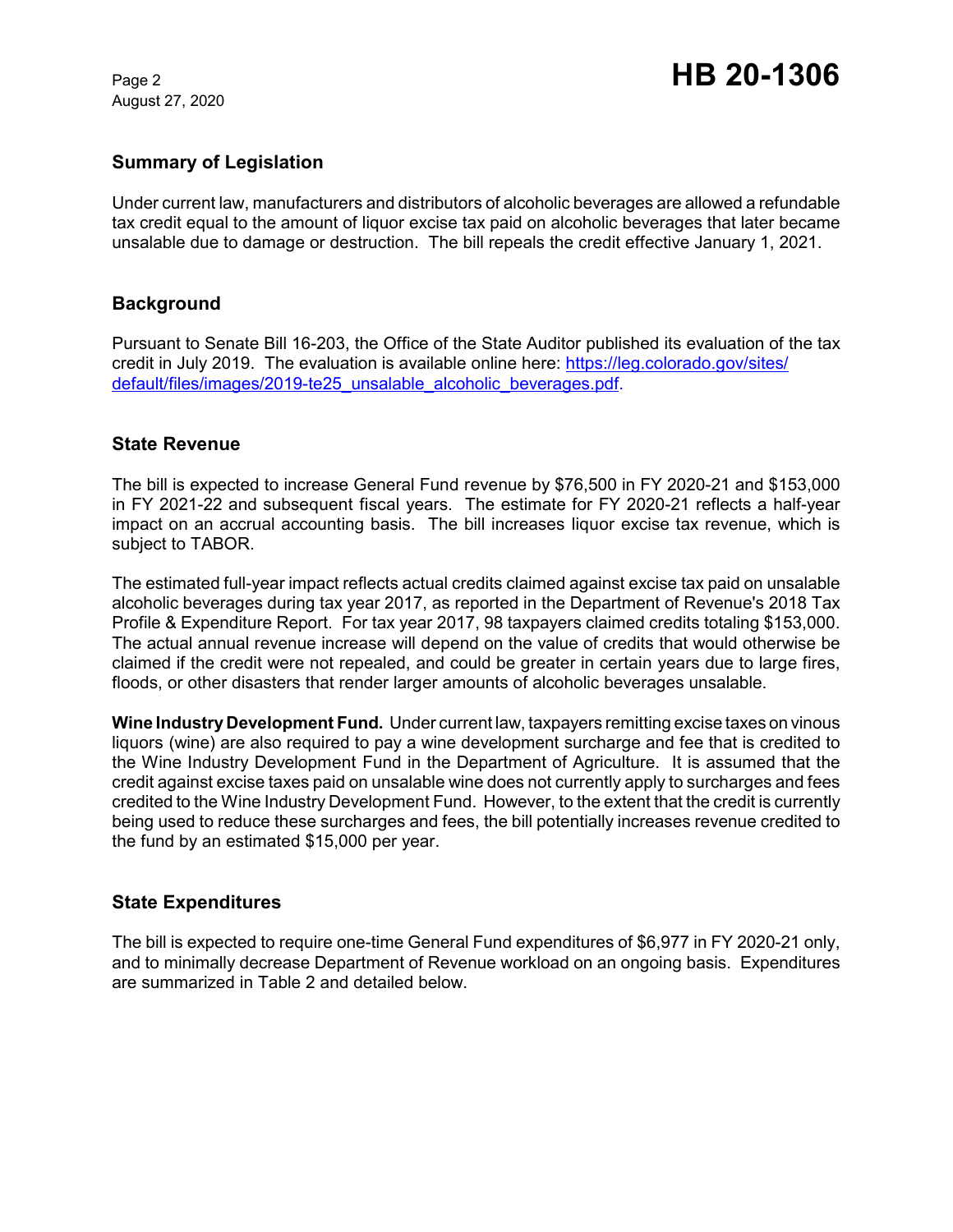## Summary of Legislation

Under current law, manufacturers and distributors of alcoholic beverages are allowed a refundable tax credit equal to the amount of liquor excise tax paid on alcoholic beverages that later became unsalable due to damage or destruction. The bill repeals the credit effective January 1, 2021.

## Background

Pursuant to Senate Bill 16-203, the Office of the State Auditor published its evaluation of the tax credit in July 2019. The evaluation is available online here: [https://leg.colorado.gov/sites/default/files/images/2019-te25_unsalable_alcoholic_beverages.pdf](https://leg.colorado.gov/sites/default/files/images/2019-te25_unsalable_alcoholic_beverages.pdf).

## State Revenue

The bill is expected to increase General Fund revenue by $76,500 in FY 2020-21 and $153,000 in FY 2021-22 and subsequent fiscal years. The estimate for FY 2020-21 reflects a half-year impact on an accrual accounting basis. The bill increases liquor excise tax revenue, which is subject to TABOR.

The estimated full-year impact reflects actual credits claimed against excise tax paid on unsalable alcoholic beverages during tax year 2017, as reported in the Department of Revenue's 2018 Tax Profile & Expenditure Report. For tax year 2017, 98 taxpayers claimed credits totaling $153,000. The actual annual revenue increase will depend on the value of credits that would otherwise be claimed if the credit were not repealed, and could be greater in certain years due to large fires, floods, or other disasters that render larger amounts of alcoholic beverages unsalable.

**Wine Industry Development Fund.** Under current law, taxpayers remitting excise taxes on vinous liquors (wine) are also required to pay a wine development surcharge and fee that is credited to the Wine Industry Development Fund in the Department of Agriculture. It is assumed that the credit against excise taxes paid on unsalable wine does not currently apply to surcharges and fees credited to the Wine Industry Development Fund. However, to the extent that the credit is currently being used to reduce these surcharges and fees, the bill potentially increases revenue credited to the fund by an estimated $15,000 per year.

## State Expenditures

The bill is expected to require one-time General Fund expenditures of $6,977 in FY 2020-21 only, and to minimally decrease Department of Revenue workload on an ongoing basis. Expenditures are summarized in Table 2 and detailed below.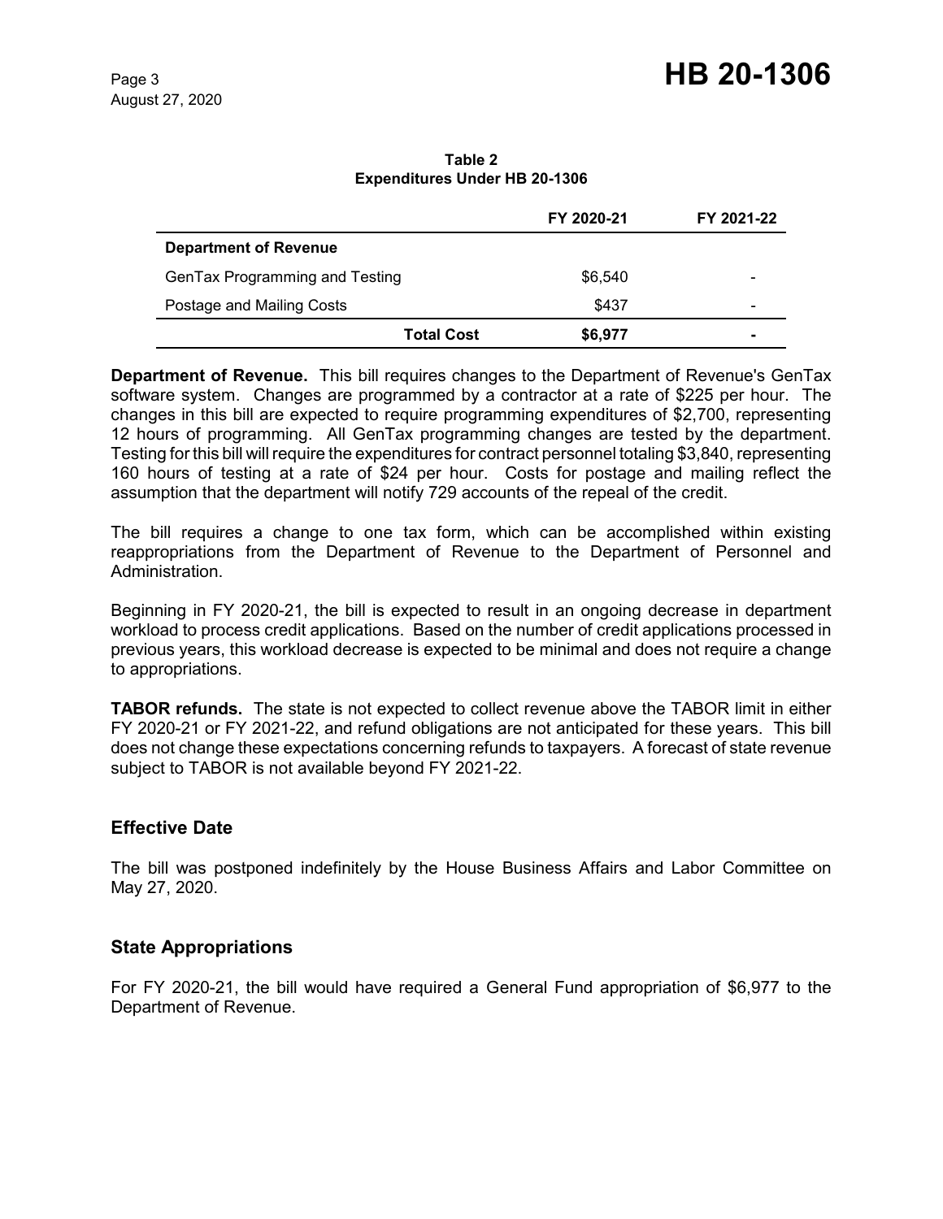**Table 2**
**Expenditures Under HB 20-1306**

| | FY 2020-21 | FY 2021-22 |
|---|---|---|
| **Department of Revenue** | | |
| GenTax Programming and Testing | $6,540 | - |
| Postage and Mailing Costs | $437 | - |
| **Total Cost** | **$6,977** | **-** |

**Department of Revenue.** This bill requires changes to the Department of Revenue's GenTax software system. Changes are programmed by a contractor at a rate of $225 per hour. The changes in this bill are expected to require programming expenditures of $2,700, representing 12 hours of programming. All GenTax programming changes are tested by the department. Testing for this bill will require the expenditures for contract personnel totaling $3,840, representing 160 hours of testing at a rate of $24 per hour. Costs for postage and mailing reflect the assumption that the department will notify 729 accounts of the repeal of the credit.

The bill requires a change to one tax form, which can be accomplished within existing reappropriations from the Department of Revenue to the Department of Personnel and Administration.

Beginning in FY 2020-21, the bill is expected to result in an ongoing decrease in department workload to process credit applications. Based on the number of credit applications processed in previous years, this workload decrease is expected to be minimal and does not require a change to appropriations.

**TABOR refunds.** The state is not expected to collect revenue above the TABOR limit in either FY 2020-21 or FY 2021-22, and refund obligations are not anticipated for these years. This bill does not change these expectations concerning refunds to taxpayers. A forecast of state revenue subject to TABOR is not available beyond FY 2021-22.

## Effective Date

The bill was postponed indefinitely by the House Business Affairs and Labor Committee on May 27, 2020.

## State Appropriations

For FY 2020-21, the bill would have required a General Fund appropriation of $6,977 to the Department of Revenue.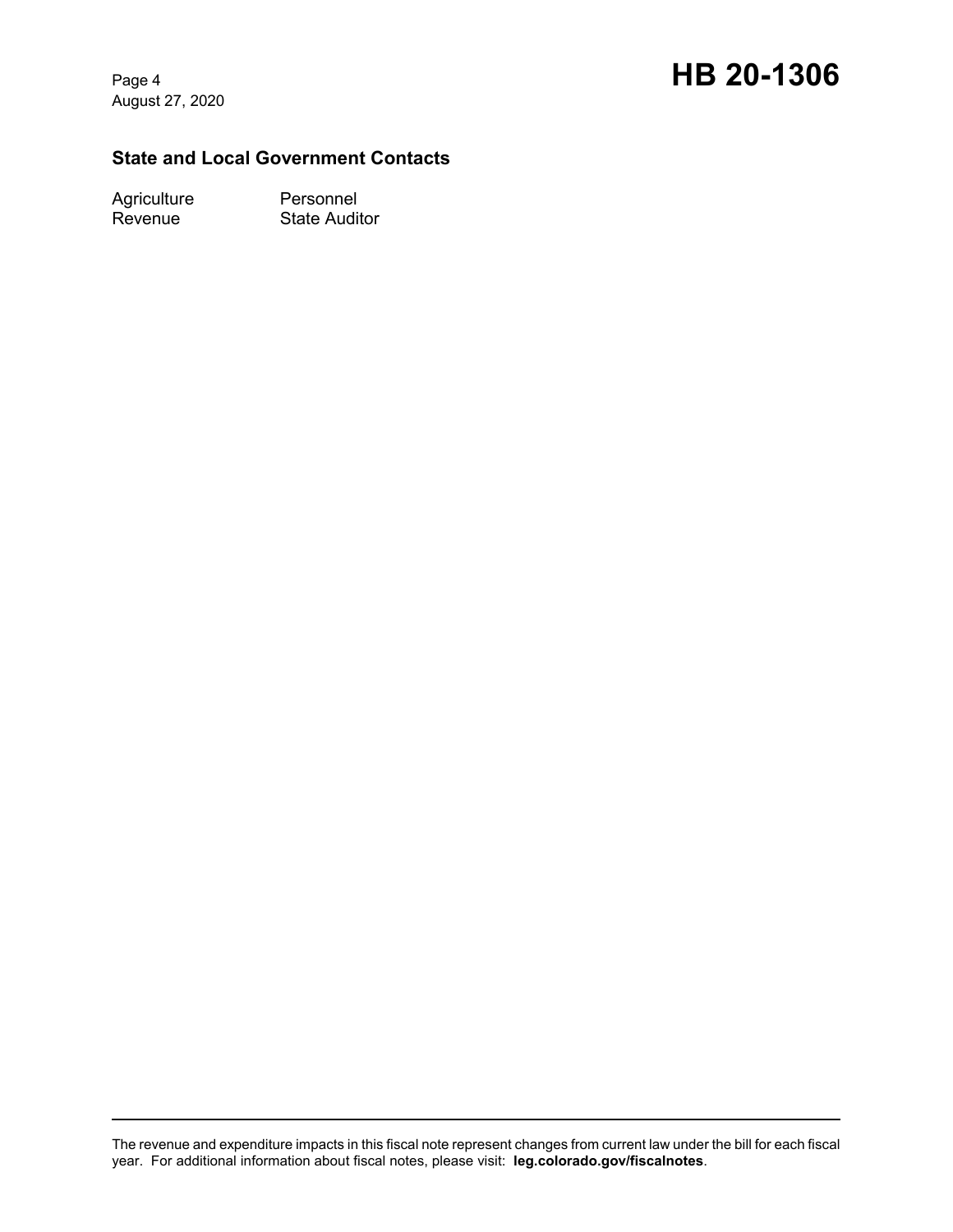## State and Local Government Contacts

| | |
|---|---|
| Agriculture | Personnel |
| Revenue | State Auditor |

The revenue and expenditure impacts in this fiscal note represent changes from current law under the bill for each fiscal year. For additional information about fiscal notes, please visit: **leg.colorado.gov/fiscalnotes**.